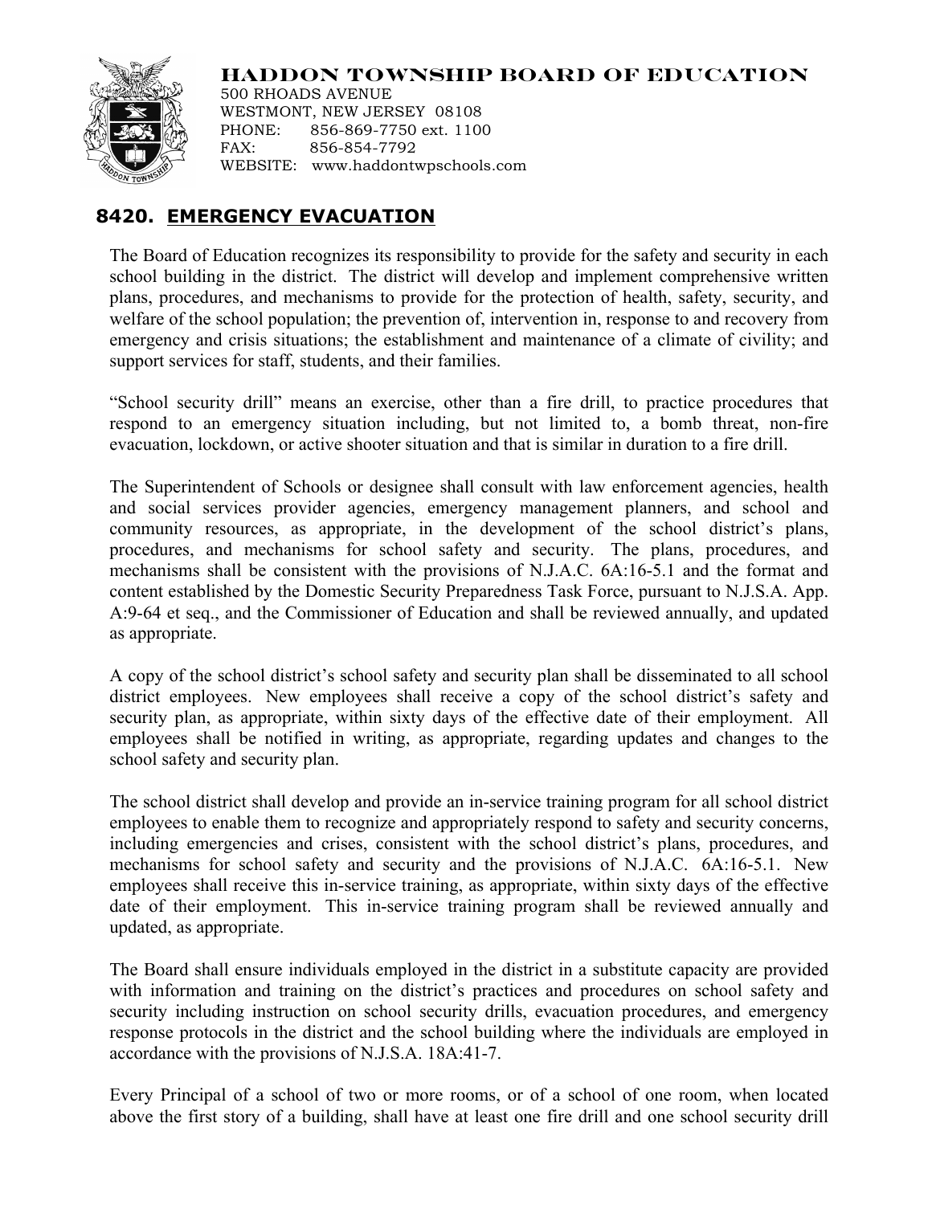**HADDON TOWNSHIP BOARD OF EDUCATION**
500 RHOADS AVENUE
WESTMONT, NEW JERSEY 08108
PHONE: 856-869-7750 ext. 1100
FAX: 856-854-7792
WEBSITE: www.haddontwpschools.com

## 8420. EMERGENCY EVACUATION

The Board of Education recognizes its responsibility to provide for the safety and security in each school building in the district. The district will develop and implement comprehensive written plans, procedures, and mechanisms to provide for the protection of health, safety, security, and welfare of the school population; the prevention of, intervention in, response to and recovery from emergency and crisis situations; the establishment and maintenance of a climate of civility; and support services for staff, students, and their families.

"School security drill" means an exercise, other than a fire drill, to practice procedures that respond to an emergency situation including, but not limited to, a bomb threat, non-fire evacuation, lockdown, or active shooter situation and that is similar in duration to a fire drill.

The Superintendent of Schools or designee shall consult with law enforcement agencies, health and social services provider agencies, emergency management planners, and school and community resources, as appropriate, in the development of the school district's plans, procedures, and mechanisms for school safety and security. The plans, procedures, and mechanisms shall be consistent with the provisions of N.J.A.C. 6A:16-5.1 and the format and content established by the Domestic Security Preparedness Task Force, pursuant to N.J.S.A. App. A:9-64 et seq., and the Commissioner of Education and shall be reviewed annually, and updated as appropriate.

A copy of the school district's school safety and security plan shall be disseminated to all school district employees. New employees shall receive a copy of the school district's safety and security plan, as appropriate, within sixty days of the effective date of their employment. All employees shall be notified in writing, as appropriate, regarding updates and changes to the school safety and security plan.

The school district shall develop and provide an in-service training program for all school district employees to enable them to recognize and appropriately respond to safety and security concerns, including emergencies and crises, consistent with the school district's plans, procedures, and mechanisms for school safety and security and the provisions of N.J.A.C. 6A:16-5.1. New employees shall receive this in-service training, as appropriate, within sixty days of the effective date of their employment. This in-service training program shall be reviewed annually and updated, as appropriate.

The Board shall ensure individuals employed in the district in a substitute capacity are provided with information and training on the district's practices and procedures on school safety and security including instruction on school security drills, evacuation procedures, and emergency response protocols in the district and the school building where the individuals are employed in accordance with the provisions of N.J.S.A. 18A:41-7.

Every Principal of a school of two or more rooms, or of a school of one room, when located above the first story of a building, shall have at least one fire drill and one school security drill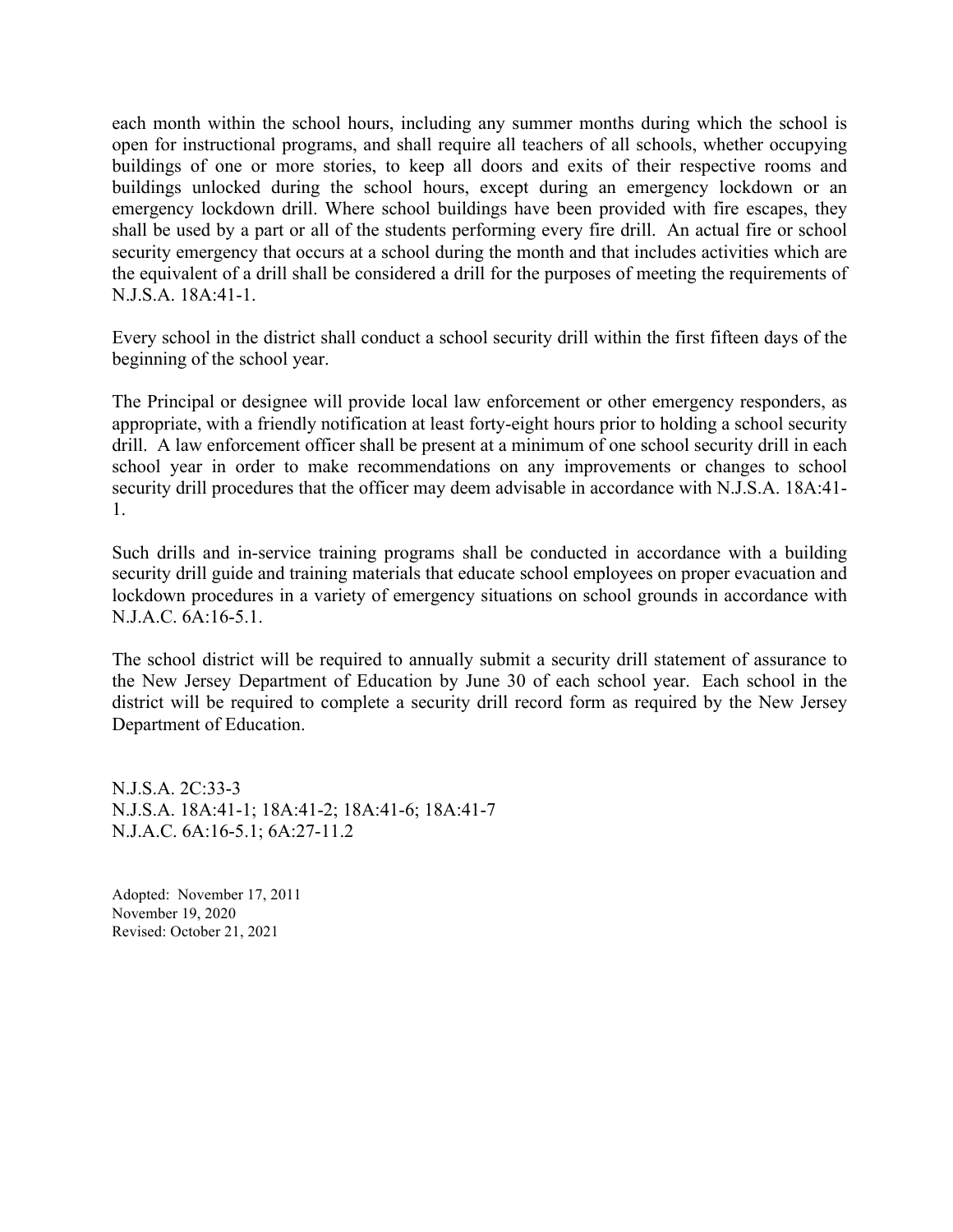each month within the school hours, including any summer months during which the school is open for instructional programs, and shall require all teachers of all schools, whether occupying buildings of one or more stories, to keep all doors and exits of their respective rooms and buildings unlocked during the school hours, except during an emergency lockdown or an emergency lockdown drill. Where school buildings have been provided with fire escapes, they shall be used by a part or all of the students performing every fire drill. An actual fire or school security emergency that occurs at a school during the month and that includes activities which are the equivalent of a drill shall be considered a drill for the purposes of meeting the requirements of N.J.S.A. 18A:41-1.

Every school in the district shall conduct a school security drill within the first fifteen days of the beginning of the school year.

The Principal or designee will provide local law enforcement or other emergency responders, as appropriate, with a friendly notification at least forty-eight hours prior to holding a school security drill. A law enforcement officer shall be present at a minimum of one school security drill in each school year in order to make recommendations on any improvements or changes to school security drill procedures that the officer may deem advisable in accordance with N.J.S.A. 18A:41-1.

Such drills and in-service training programs shall be conducted in accordance with a building security drill guide and training materials that educate school employees on proper evacuation and lockdown procedures in a variety of emergency situations on school grounds in accordance with N.J.A.C. 6A:16-5.1.

The school district will be required to annually submit a security drill statement of assurance to the New Jersey Department of Education by June 30 of each school year. Each school in the district will be required to complete a security drill record form as required by the New Jersey Department of Education.

N.J.S.A. 2C:33-3
N.J.S.A. 18A:41-1; 18A:41-2; 18A:41-6; 18A:41-7
N.J.A.C. 6A:16-5.1; 6A:27-11.2

Adopted: November 17, 2011
November 19, 2020
Revised: October 21, 2021